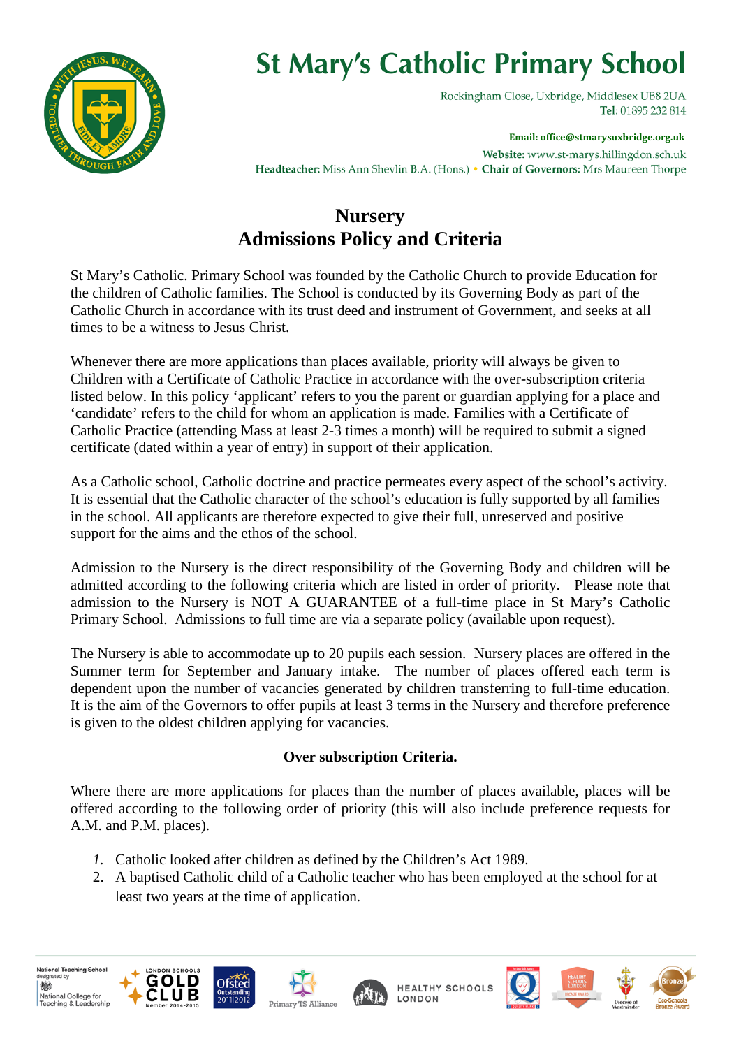# St Mary's Catholic Primary School

Rockingham Close, Uxbridge, Middlesex UB8 2UA
**Tel:** 01895 232 814

**Email: office@stmarysuxbridge.org.uk**
**Website:** www.st-marys.hillingdon.sch.uk
**Headteacher:** Miss Ann Shevlin B.A. (Hons.) • **Chair of Governors:** Mrs Maureen Thorpe

## Nursery
## Admissions Policy and Criteria

St Mary's Catholic. Primary School was founded by the Catholic Church to provide Education for the children of Catholic families. The School is conducted by its Governing Body as part of the Catholic Church in accordance with its trust deed and instrument of Government, and seeks at all times to be a witness to Jesus Christ.

Whenever there are more applications than places available, priority will always be given to Children with a Certificate of Catholic Practice in accordance with the over-subscription criteria listed below. In this policy 'applicant' refers to you the parent or guardian applying for a place and 'candidate' refers to the child for whom an application is made. Families with a Certificate of Catholic Practice (attending Mass at least 2-3 times a month) will be required to submit a signed certificate (dated within a year of entry) in support of their application.

As a Catholic school, Catholic doctrine and practice permeates every aspect of the school's activity. It is essential that the Catholic character of the school's education is fully supported by all families in the school. All applicants are therefore expected to give their full, unreserved and positive support for the aims and the ethos of the school.

Admission to the Nursery is the direct responsibility of the Governing Body and children will be admitted according to the following criteria which are listed in order of priority. Please note that admission to the Nursery is NOT A GUARANTEE of a full-time place in St Mary's Catholic Primary School. Admissions to full time are via a separate policy (available upon request).

The Nursery is able to accommodate up to 20 pupils each session. Nursery places are offered in the Summer term for September and January intake. The number of places offered each term is dependent upon the number of vacancies generated by children transferring to full-time education. It is the aim of the Governors to offer pupils at least 3 terms in the Nursery and therefore preference is given to the oldest children applying for vacancies.

### Over subscription Criteria.

Where there are more applications for places than the number of places available, places will be offered according to the following order of priority (this will also include preference requests for A.M. and P.M. places).

1. Catholic looked after children as defined by the Children's Act 1989.
2. A baptised Catholic child of a Catholic teacher who has been employed at the school for at least two years at the time of application.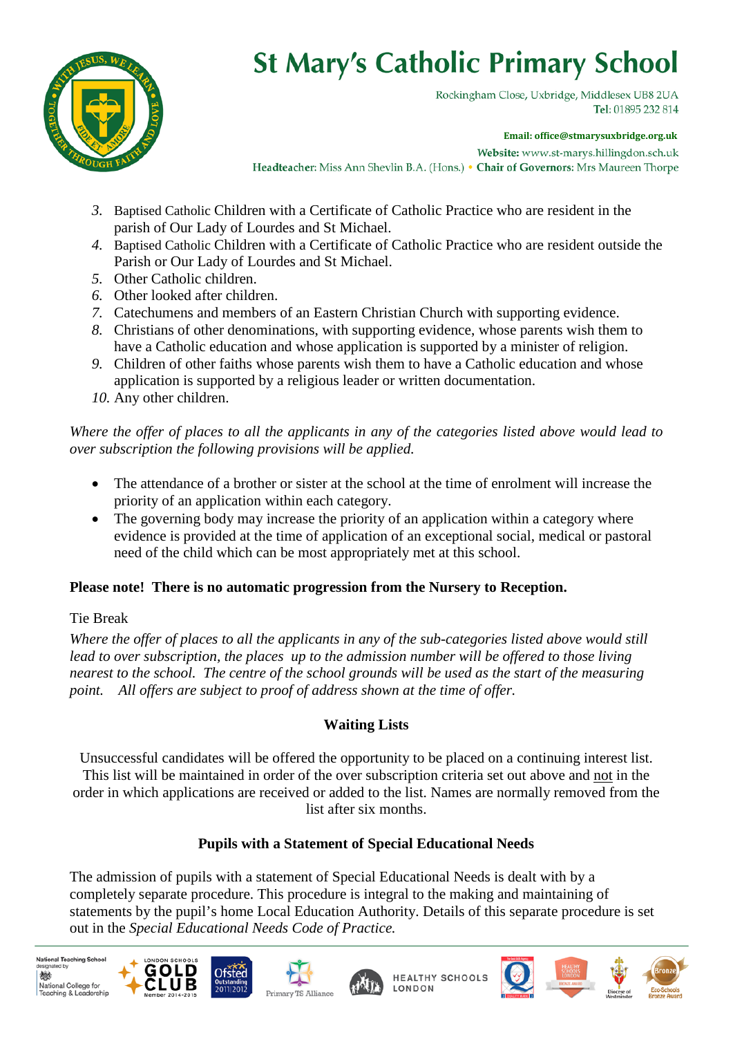3. Baptised Catholic Children with a Certificate of Catholic Practice who are resident in the parish of Our Lady of Lourdes and St Michael.
4. Baptised Catholic Children with a Certificate of Catholic Practice who are resident outside the Parish or Our Lady of Lourdes and St Michael.
5. Other Catholic children.
6. Other looked after children.
7. Catechumens and members of an Eastern Christian Church with supporting evidence.
8. Christians of other denominations, with supporting evidence, whose parents wish them to have a Catholic education and whose application is supported by a minister of religion.
9. Children of other faiths whose parents wish them to have a Catholic education and whose application is supported by a religious leader or written documentation.
10. Any other children.

*Where the offer of places to all the applicants in any of the categories listed above would lead to over subscription the following provisions will be applied.*

- The attendance of a brother or sister at the school at the time of enrolment will increase the priority of an application within each category.
- The governing body may increase the priority of an application within a category where evidence is provided at the time of application of an exceptional social, medical or pastoral need of the child which can be most appropriately met at this school.

**Please note! There is no automatic progression from the Nursery to Reception.**

Tie Break

*Where the offer of places to all the applicants in any of the sub-categories listed above would still lead to over subscription, the places up to the admission number will be offered to those living nearest to the school. The centre of the school grounds will be used as the start of the measuring point. All offers are subject to proof of address shown at the time of offer.*

## Waiting Lists

Unsuccessful candidates will be offered the opportunity to be placed on a continuing interest list. This list will be maintained in order of the over subscription criteria set out above and not in the order in which applications are received or added to the list. Names are normally removed from the list after six months.

## Pupils with a Statement of Special Educational Needs

The admission of pupils with a statement of Special Educational Needs is dealt with by a completely separate procedure. This procedure is integral to the making and maintaining of statements by the pupil's home Local Education Authority. Details of this separate procedure is set out in the *Special Educational Needs Code of Practice.*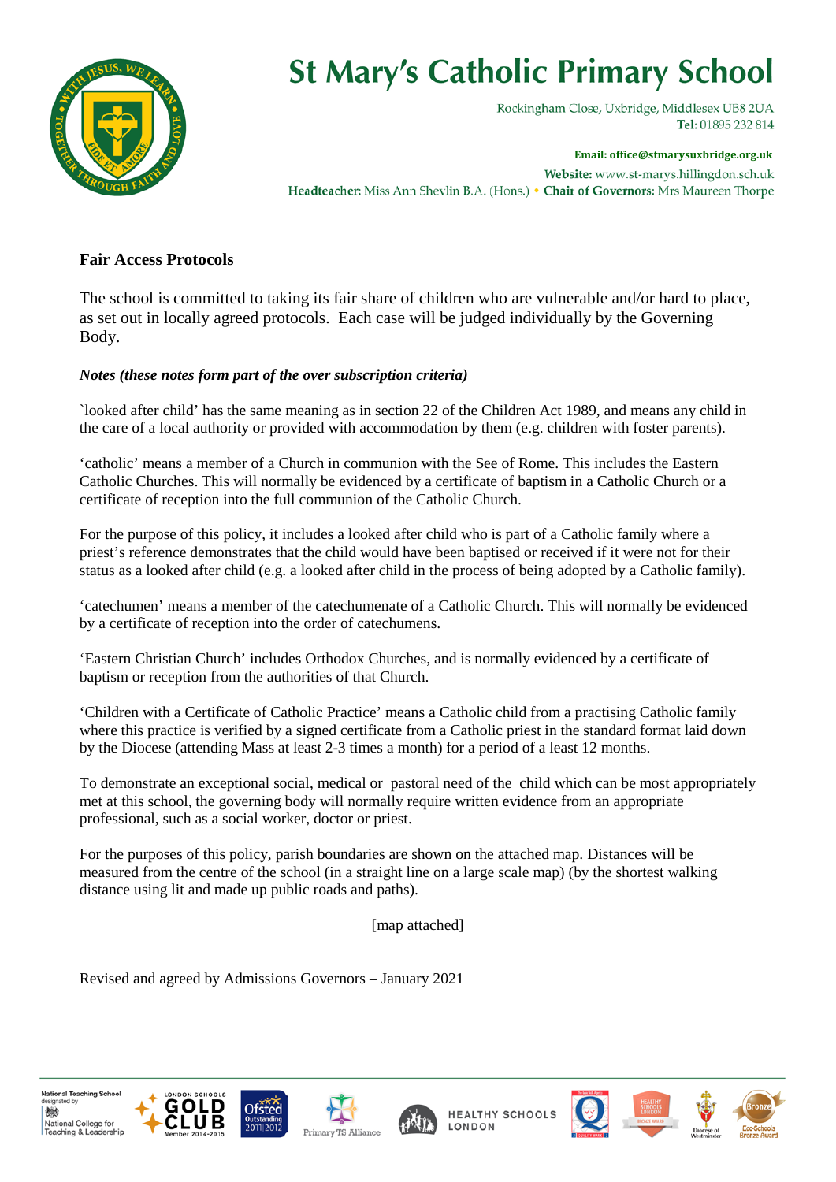# St Mary's Catholic Primary School

Rockingham Close, Uxbridge, Middlesex UB8 2UA
**Tel**: 01895 232 814

**Email: office@stmarysuxbridge.org.uk**
**Website:** www.st-marys.hillingdon.sch.uk
**Headteacher**: Miss Ann Shevlin B.A. (Hons.) • **Chair of Governors**: Mrs Maureen Thorpe

## Fair Access Protocols

The school is committed to taking its fair share of children who are vulnerable and/or hard to place, as set out in locally agreed protocols. Each case will be judged individually by the Governing Body.

***Notes (these notes form part of the over subscription criteria)***

`looked after child' has the same meaning as in section 22 of the Children Act 1989, and means any child in the care of a local authority or provided with accommodation by them (e.g. children with foster parents).

'catholic' means a member of a Church in communion with the See of Rome. This includes the Eastern Catholic Churches. This will normally be evidenced by a certificate of baptism in a Catholic Church or a certificate of reception into the full communion of the Catholic Church.

For the purpose of this policy, it includes a looked after child who is part of a Catholic family where a priest's reference demonstrates that the child would have been baptised or received if it were not for their status as a looked after child (e.g. a looked after child in the process of being adopted by a Catholic family).

'catechumen' means a member of the catechumenate of a Catholic Church. This will normally be evidenced by a certificate of reception into the order of catechumens.

'Eastern Christian Church' includes Orthodox Churches, and is normally evidenced by a certificate of baptism or reception from the authorities of that Church.

'Children with a Certificate of Catholic Practice' means a Catholic child from a practising Catholic family where this practice is verified by a signed certificate from a Catholic priest in the standard format laid down by the Diocese (attending Mass at least 2-3 times a month) for a period of a least 12 months.

To demonstrate an exceptional social, medical or pastoral need of the child which can be most appropriately met at this school, the governing body will normally require written evidence from an appropriate professional, such as a social worker, doctor or priest.

For the purposes of this policy, parish boundaries are shown on the attached map. Distances will be measured from the centre of the school (in a straight line on a large scale map) (by the shortest walking distance using lit and made up public roads and paths).

[map attached]

Revised and agreed by Admissions Governors – January 2021